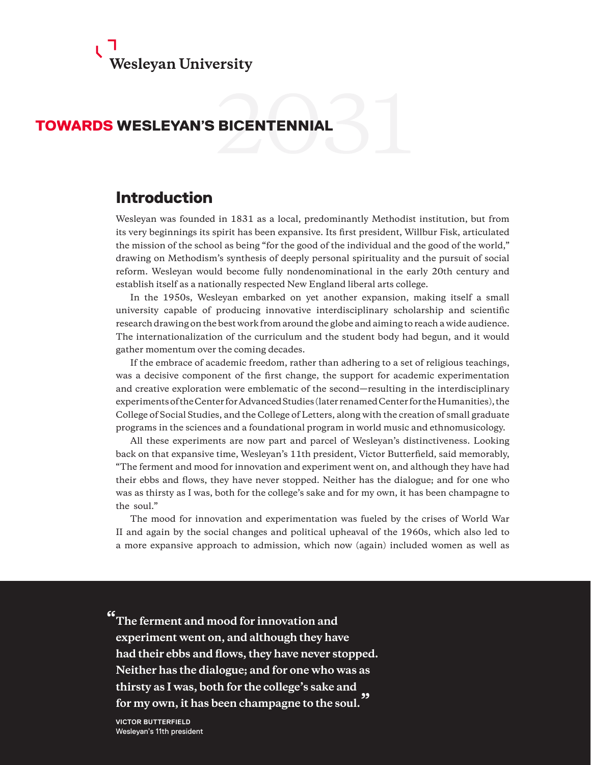Wesleyan University

# TOWARDS WESLEYAN'S BICENTENNIAL 2031

## Introduction

Wesleyan was founded in 1831 as a local, predominantly Methodist institution, but from its very beginnings its spirit has been expansive. Its first president, Willbur Fisk, articulated the mission of the school as being "for the good of the individual and the good of the world," drawing on Methodism's synthesis of deeply personal spirituality and the pursuit of social reform. Wesleyan would become fully nondenominational in the early 20th century and establish itself as a nationally respected New England liberal arts college.

In the 1950s, Wesleyan embarked on yet another expansion, making itself a small university capable of producing innovative interdisciplinary scholarship and scientific research drawing on the best work from around the globe and aiming to reach a wide audience. The internationalization of the curriculum and the student body had begun, and it would gather momentum over the coming decades.

If the embrace of academic freedom, rather than adhering to a set of religious teachings, was a decisive component of the first change, the support for academic experimentation and creative exploration were emblematic of the second—resulting in the interdisciplinary experiments of the Center for Advanced Studies (later renamed Center for the Humanities), the College of Social Studies, and the College of Letters, along with the creation of small graduate programs in the sciences and a foundational program in world music and ethnomusicology.

All these experiments are now part and parcel of Wesleyan's distinctiveness. Looking back on that expansive time, Wesleyan's 11th president, Victor Butterfield, said memorably, "The ferment and mood for innovation and experiment went on, and although they have had their ebbs and flows, they have never stopped. Neither has the dialogue; and for one who was as thirsty as I was, both for the college's sake and for my own, it has been champagne to the soul."

The mood for innovation and experimentation was fueled by the crises of World War II and again by the social changes and political upheaval of the 1960s, which also led to a more expansive approach to admission, which now (again) included women as well as

> **"The ferment and mood for innovation and experiment went on, and although they have had their ebbs and flows, they have never stopped. Neither has the dialogue; and for one who was as thirsty as I was, both for the college's sake and for my own, it has been champagne to the soul."**
>
> VICTOR BUTTERFIELD
> Wesleyan's 11th president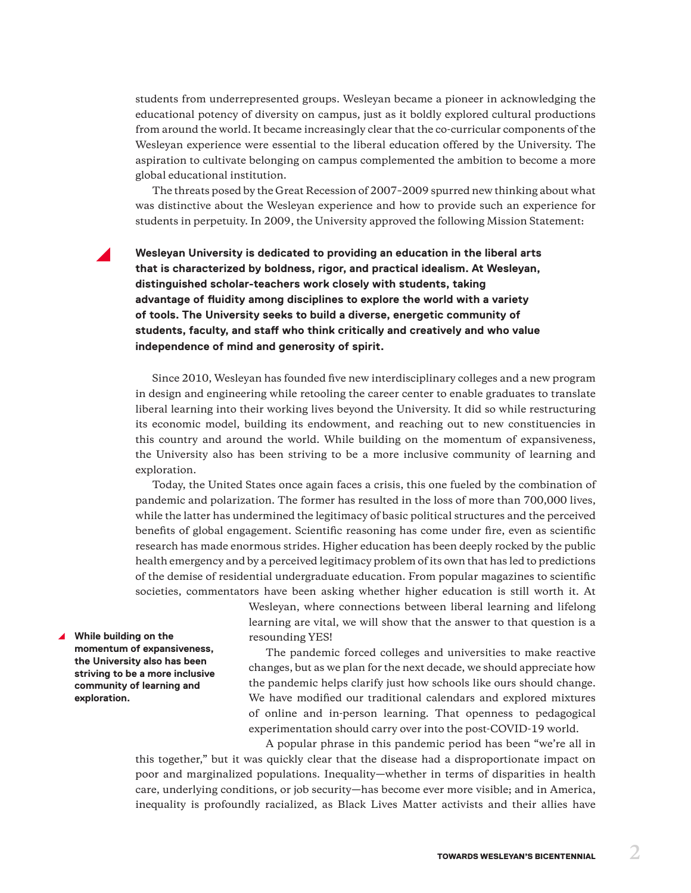students from underrepresented groups. Wesleyan became a pioneer in acknowledging the educational potency of diversity on campus, just as it boldly explored cultural productions from around the world. It became increasingly clear that the co-curricular components of the Wesleyan experience were essential to the liberal education offered by the University. The aspiration to cultivate belonging on campus complemented the ambition to become a more global educational institution.

The threats posed by the Great Recession of 2007–2009 spurred new thinking about what was distinctive about the Wesleyan experience and how to provide such an experience for students in perpetuity. In 2009, the University approved the following Mission Statement:

**Wesleyan University is dedicated to providing an education in the liberal arts that is characterized by boldness, rigor, and practical idealism. At Wesleyan, distinguished scholar-teachers work closely with students, taking advantage of fluidity among disciplines to explore the world with a variety of tools. The University seeks to build a diverse, energetic community of students, faculty, and staff who think critically and creatively and who value independence of mind and generosity of spirit.**

Since 2010, Wesleyan has founded five new interdisciplinary colleges and a new program in design and engineering while retooling the career center to enable graduates to translate liberal learning into their working lives beyond the University. It did so while restructuring its economic model, building its endowment, and reaching out to new constituencies in this country and around the world. While building on the momentum of expansiveness, the University also has been striving to be a more inclusive community of learning and exploration.

Today, the United States once again faces a crisis, this one fueled by the combination of pandemic and polarization. The former has resulted in the loss of more than 700,000 lives, while the latter has undermined the legitimacy of basic political structures and the perceived benefits of global engagement. Scientific reasoning has come under fire, even as scientific research has made enormous strides. Higher education has been deeply rocked by the public health emergency and by a perceived legitimacy problem of its own that has led to predictions of the demise of residential undergraduate education. From popular magazines to scientific societies, commentators have been asking whether higher education is still worth it. At Wesleyan, where connections between liberal learning and lifelong learning are vital, we will show that the answer to that question is a resounding YES!

**While building on the momentum of expansiveness, the University also has been striving to be a more inclusive community of learning and exploration.**

The pandemic forced colleges and universities to make reactive changes, but as we plan for the next decade, we should appreciate how the pandemic helps clarify just how schools like ours should change. We have modified our traditional calendars and explored mixtures of online and in-person learning. That openness to pedagogical experimentation should carry over into the post-COVID-19 world.

A popular phrase in this pandemic period has been “we’re all in this together,” but it was quickly clear that the disease had a disproportionate impact on poor and marginalized populations. Inequality—whether in terms of disparities in health care, underlying conditions, or job security—has become ever more visible; and in America, inequality is profoundly racialized, as Black Lives Matter activists and their allies have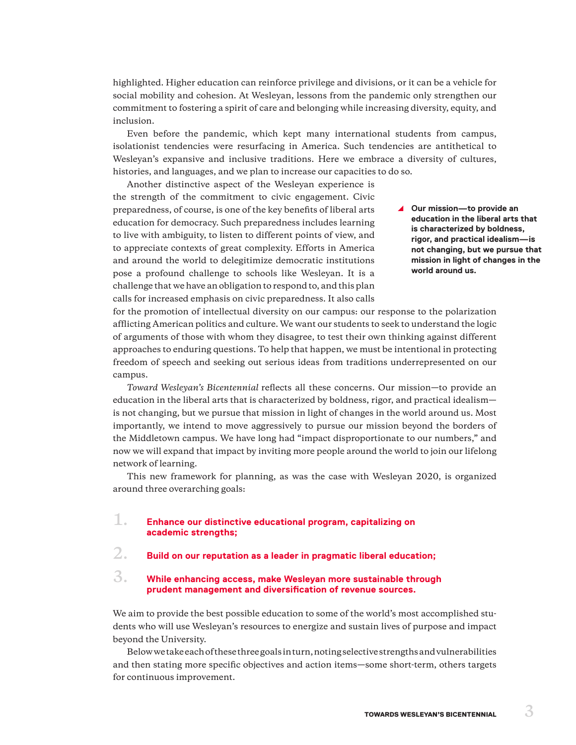highlighted. Higher education can reinforce privilege and divisions, or it can be a vehicle for social mobility and cohesion. At Wesleyan, lessons from the pandemic only strengthen our commitment to fostering a spirit of care and belonging while increasing diversity, equity, and inclusion.

Even before the pandemic, which kept many international students from campus, isolationist tendencies were resurfacing in America. Such tendencies are antithetical to Wesleyan's expansive and inclusive traditions. Here we embrace a diversity of cultures, histories, and languages, and we plan to increase our capacities to do so.

Another distinctive aspect of the Wesleyan experience is the strength of the commitment to civic engagement. Civic preparedness, of course, is one of the key benefits of liberal arts education for democracy. Such preparedness includes learning to live with ambiguity, to listen to different points of view, and to appreciate contexts of great complexity. Efforts in America and around the world to delegitimize democratic institutions pose a profound challenge to schools like Wesleyan. It is a challenge that we have an obligation to respond to, and this plan calls for increased emphasis on civic preparedness. It also calls for the promotion of intellectual diversity on our campus: our response to the polarization afflicting American politics and culture. We want our students to seek to understand the logic of arguments of those with whom they disagree, to test their own thinking against different approaches to enduring questions. To help that happen, we must be intentional in protecting freedom of speech and seeking out serious ideas from traditions underrepresented on our campus.

> **Our mission—to provide an education in the liberal arts that is characterized by boldness, rigor, and practical idealism—is not changing, but we pursue that mission in light of changes in the world around us.**

*Toward Wesleyan's Bicentennial* reflects all these concerns. Our mission—to provide an education in the liberal arts that is characterized by boldness, rigor, and practical idealism—is not changing, but we pursue that mission in light of changes in the world around us. Most importantly, we intend to move aggressively to pursue our mission beyond the borders of the Middletown campus. We have long had "impact disproportionate to our numbers," and now we will expand that impact by inviting more people around the world to join our lifelong network of learning.

This new framework for planning, as was the case with Wesleyan 2020, is organized around three overarching goals:

1. **Enhance our distinctive educational program, capitalizing on academic strengths;**
2. **Build on our reputation as a leader in pragmatic liberal education;**
3. **While enhancing access, make Wesleyan more sustainable through prudent management and diversification of revenue sources.**

We aim to provide the best possible education to some of the world's most accomplished students who will use Wesleyan's resources to energize and sustain lives of purpose and impact beyond the University.

Below we take each of these three goals in turn, noting selective strengths and vulnerabilities and then stating more specific objectives and action items—some short-term, others targets for continuous improvement.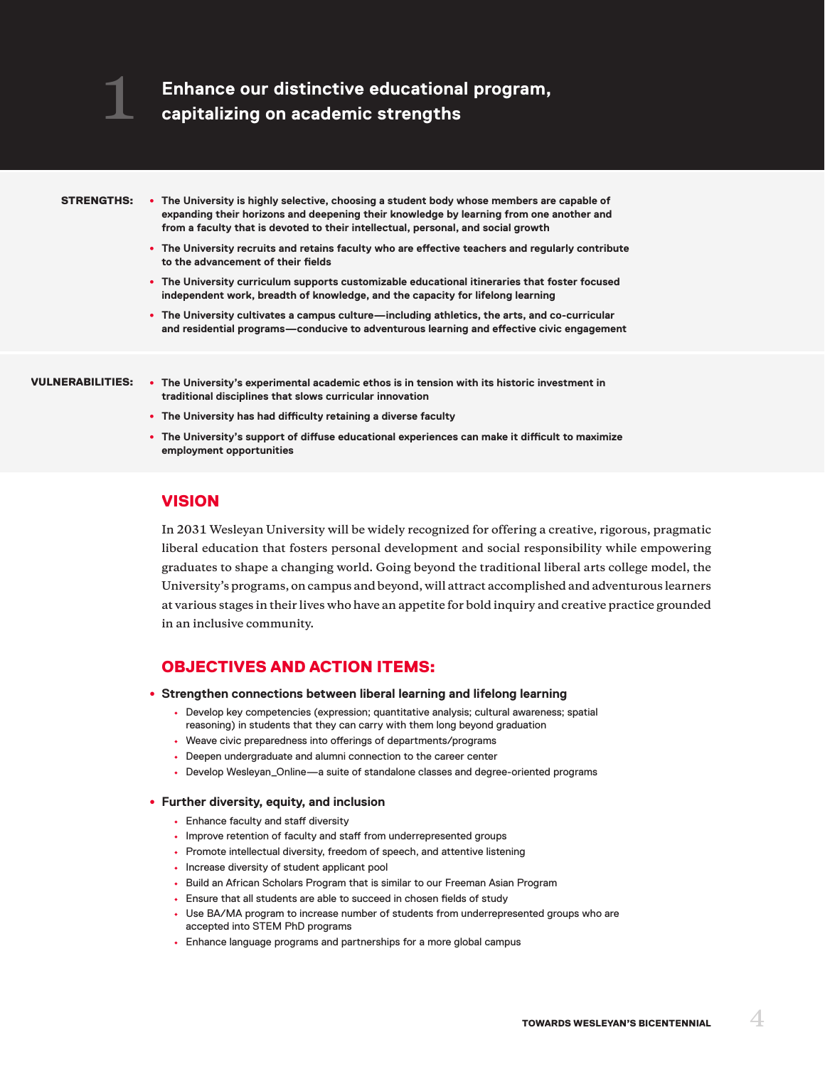# 1 Enhance our distinctive educational program, capitalizing on academic strengths

**STRENGTHS:**

- **The University is highly selective, choosing a student body whose members are capable of expanding their horizons and deepening their knowledge by learning from one another and from a faculty that is devoted to their intellectual, personal, and social growth**
- **The University recruits and retains faculty who are effective teachers and regularly contribute to the advancement of their fields**
- **The University curriculum supports customizable educational itineraries that foster focused independent work, breadth of knowledge, and the capacity for lifelong learning**
- **The University cultivates a campus culture—including athletics, the arts, and co-curricular and residential programs—conducive to adventurous learning and effective civic engagement**

**VULNERABILITIES:**

- **The University's experimental academic ethos is in tension with its historic investment in traditional disciplines that slows curricular innovation**
- **The University has had difficulty retaining a diverse faculty**
- **The University's support of diffuse educational experiences can make it difficult to maximize employment opportunities**

## VISION

In 2031 Wesleyan University will be widely recognized for offering a creative, rigorous, pragmatic liberal education that fosters personal development and social responsibility while empowering graduates to shape a changing world. Going beyond the traditional liberal arts college model, the University's programs, on campus and beyond, will attract accomplished and adventurous learners at various stages in their lives who have an appetite for bold inquiry and creative practice grounded in an inclusive community.

## OBJECTIVES AND ACTION ITEMS:

- **Strengthen connections between liberal learning and lifelong learning**
  - Develop key competencies (expression; quantitative analysis; cultural awareness; spatial reasoning) in students that they can carry with them long beyond graduation
  - Weave civic preparedness into offerings of departments/programs
  - Deepen undergraduate and alumni connection to the career center
  - Develop Wesleyan_Online—a suite of standalone classes and degree-oriented programs

- **Further diversity, equity, and inclusion**
  - Enhance faculty and staff diversity
  - Improve retention of faculty and staff from underrepresented groups
  - Promote intellectual diversity, freedom of speech, and attentive listening
  - Increase diversity of student applicant pool
  - Build an African Scholars Program that is similar to our Freeman Asian Program
  - Ensure that all students are able to succeed in chosen fields of study
  - Use BA/MA program to increase number of students from underrepresented groups who are accepted into STEM PhD programs
  - Enhance language programs and partnerships for a more global campus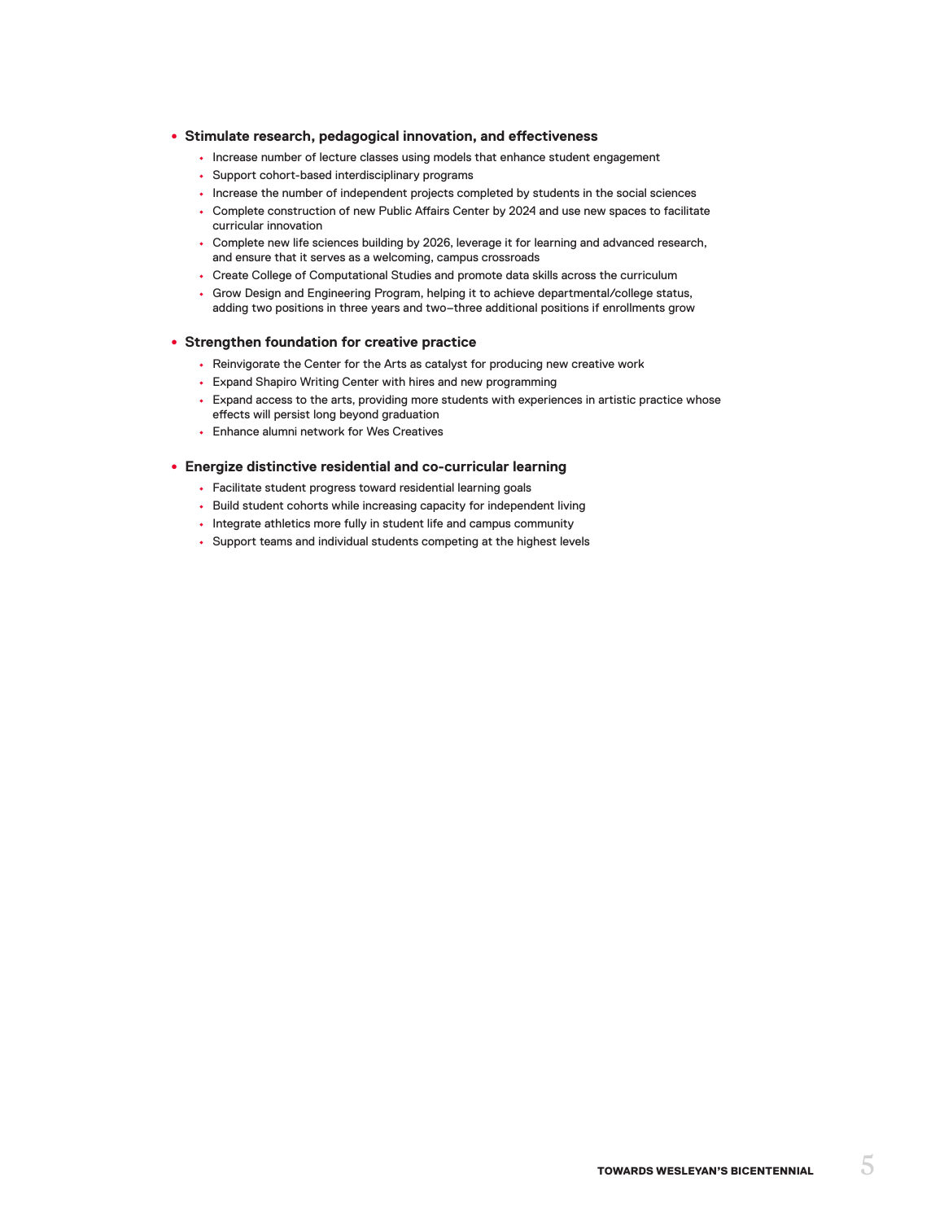- **Stimulate research, pedagogical innovation, and effectiveness**
  - Increase number of lecture classes using models that enhance student engagement
  - Support cohort-based interdisciplinary programs
  - Increase the number of independent projects completed by students in the social sciences
  - Complete construction of new Public Affairs Center by 2024 and use new spaces to facilitate curricular innovation
  - Complete new life sciences building by 2026, leverage it for learning and advanced research, and ensure that it serves as a welcoming, campus crossroads
  - Create College of Computational Studies and promote data skills across the curriculum
  - Grow Design and Engineering Program, helping it to achieve departmental/college status, adding two positions in three years and two–three additional positions if enrollments grow

- **Strengthen foundation for creative practice**
  - Reinvigorate the Center for the Arts as catalyst for producing new creative work
  - Expand Shapiro Writing Center with hires and new programming
  - Expand access to the arts, providing more students with experiences in artistic practice whose effects will persist long beyond graduation
  - Enhance alumni network for Wes Creatives

- **Energize distinctive residential and co-curricular learning**
  - Facilitate student progress toward residential learning goals
  - Build student cohorts while increasing capacity for independent living
  - Integrate athletics more fully in student life and campus community
  - Support teams and individual students competing at the highest levels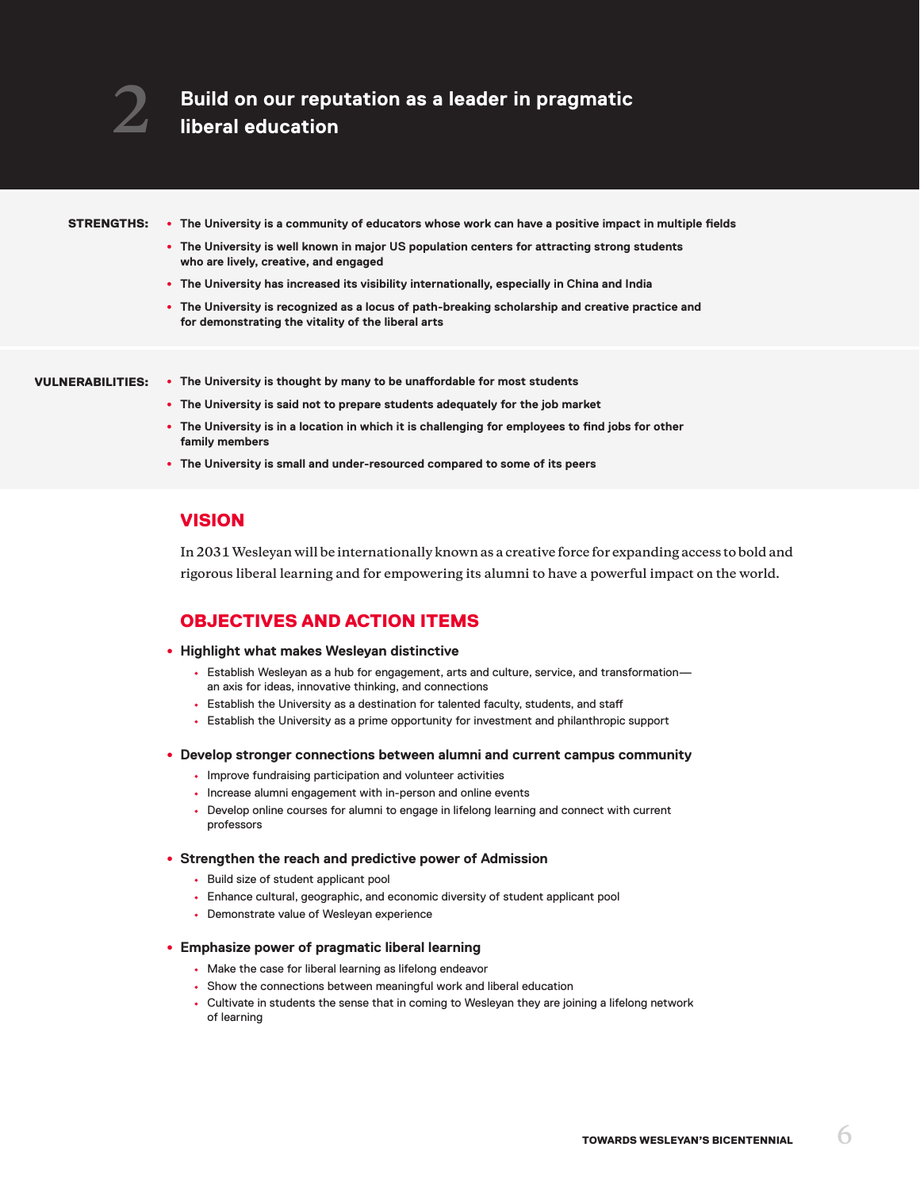# 2 Build on our reputation as a leader in pragmatic liberal education

**STRENGTHS:**

- **The University is a community of educators whose work can have a positive impact in multiple fields**
- **The University is well known in major US population centers for attracting strong students who are lively, creative, and engaged**
- **The University has increased its visibility internationally, especially in China and India**
- **The University is recognized as a locus of path-breaking scholarship and creative practice and for demonstrating the vitality of the liberal arts**

**VULNERABILITIES:**

- **The University is thought by many to be unaffordable for most students**
- **The University is said not to prepare students adequately for the job market**
- **The University is in a location in which it is challenging for employees to find jobs for other family members**
- **The University is small and under-resourced compared to some of its peers**

## VISION

In 2031 Wesleyan will be internationally known as a creative force for expanding access to bold and rigorous liberal learning and for empowering its alumni to have a powerful impact on the world.

## OBJECTIVES AND ACTION ITEMS

- **Highlight what makes Wesleyan distinctive**
  - Establish Wesleyan as a hub for engagement, arts and culture, service, and transformation—an axis for ideas, innovative thinking, and connections
  - Establish the University as a destination for talented faculty, students, and staff
  - Establish the University as a prime opportunity for investment and philanthropic support

- **Develop stronger connections between alumni and current campus community**
  - Improve fundraising participation and volunteer activities
  - Increase alumni engagement with in-person and online events
  - Develop online courses for alumni to engage in lifelong learning and connect with current professors

- **Strengthen the reach and predictive power of Admission**
  - Build size of student applicant pool
  - Enhance cultural, geographic, and economic diversity of student applicant pool
  - Demonstrate value of Wesleyan experience

- **Emphasize power of pragmatic liberal learning**
  - Make the case for liberal learning as lifelong endeavor
  - Show the connections between meaningful work and liberal education
  - Cultivate in students the sense that in coming to Wesleyan they are joining a lifelong network of learning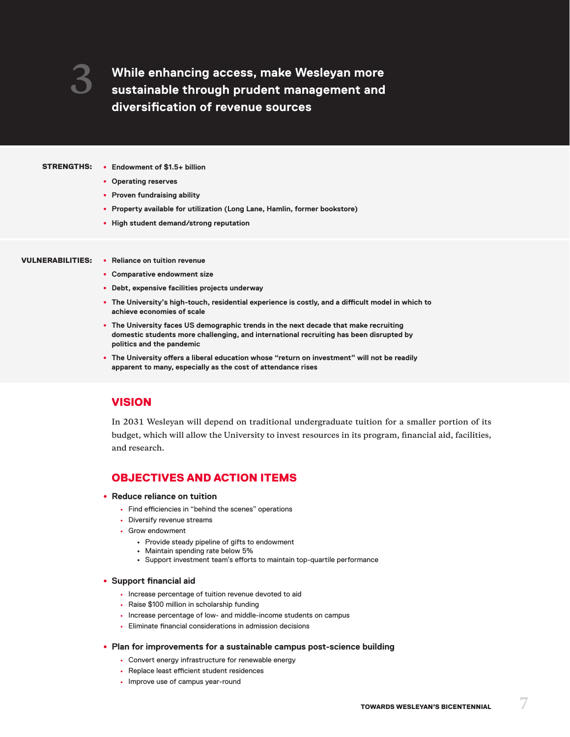# 3 While enhancing access, make Wesleyan more sustainable through prudent management and diversification of revenue sources

**STRENGTHS:**

- **Endowment of $1.5+ billion**
- **Operating reserves**
- **Proven fundraising ability**
- **Property available for utilization (Long Lane, Hamlin, former bookstore)**
- **High student demand/strong reputation**

**VULNERABILITIES:**

- **Reliance on tuition revenue**
- **Comparative endowment size**
- **Debt, expensive facilities projects underway**
- **The University's high-touch, residential experience is costly, and a difficult model in which to achieve economies of scale**
- **The University faces US demographic trends in the next decade that make recruiting domestic students more challenging, and international recruiting has been disrupted by politics and the pandemic**
- **The University offers a liberal education whose "return on investment" will not be readily apparent to many, especially as the cost of attendance rises**

## VISION

In 2031 Wesleyan will depend on traditional undergraduate tuition for a smaller portion of its budget, which will allow the University to invest resources in its program, financial aid, facilities, and research.

## OBJECTIVES AND ACTION ITEMS

- **Reduce reliance on tuition**
  - Find efficiencies in "behind the scenes" operations
  - Diversify revenue streams
  - Grow endowment
    - Provide steady pipeline of gifts to endowment
    - Maintain spending rate below 5%
    - Support investment team's efforts to maintain top-quartile performance

- **Support financial aid**
  - Increase percentage of tuition revenue devoted to aid
  - Raise $100 million in scholarship funding
  - Increase percentage of low- and middle-income students on campus
  - Eliminate financial considerations in admission decisions

- **Plan for improvements for a sustainable campus post-science building**
  - Convert energy infrastructure for renewable energy
  - Replace least efficient student residences
  - Improve use of campus year-round